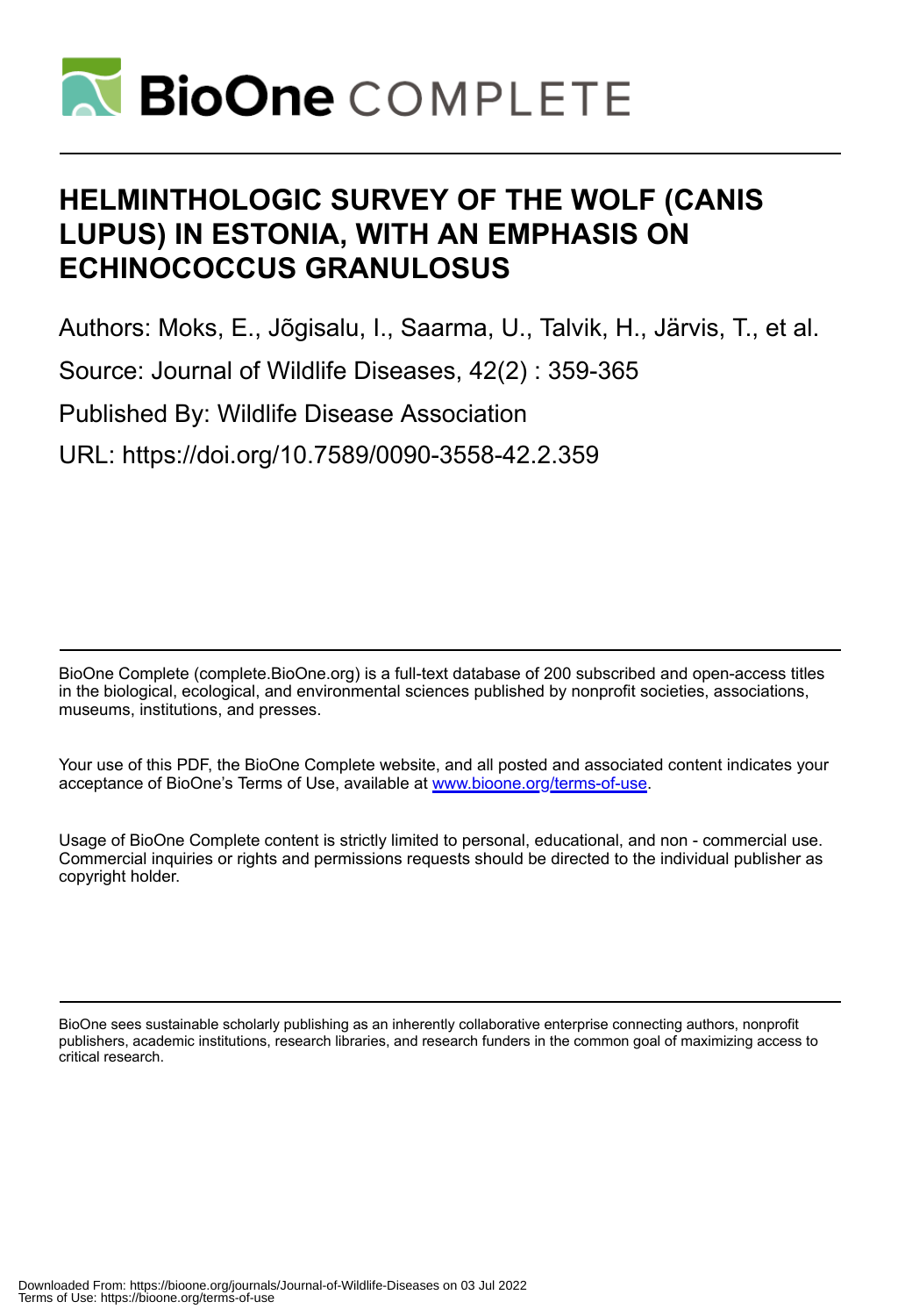# HELMINTHOLOGIC SURVEY OF THE WOLF (CANIS LUPUS) IN ESTONIA, WITH AN EMPHASIS ON ECHINOCOCCUS GRANULOSUS

Authors: Moks, E., Jõgisalu, I., Saarma, U., Talvik, H., Järvis, T., et al.

Source: Journal of Wildlife Diseases, 42(2) : 359-365

Published By: Wildlife Disease Association

URL: https://doi.org/10.7589/0090-3558-42.2.359

BioOne Complete (complete.BioOne.org) is a full-text database of 200 subscribed and open-access titles in the biological, ecological, and environmental sciences published by nonprofit societies, associations, museums, institutions, and presses.

Your use of this PDF, the BioOne Complete website, and all posted and associated content indicates your acceptance of BioOne's Terms of Use, available at www.bioone.org/terms-of-use.

Usage of BioOne Complete content is strictly limited to personal, educational, and non - commercial use. Commercial inquiries or rights and permissions requests should be directed to the individual publisher as copyright holder.

BioOne sees sustainable scholarly publishing as an inherently collaborative enterprise connecting authors, nonprofit publishers, academic institutions, research libraries, and research funders in the common goal of maximizing access to critical research.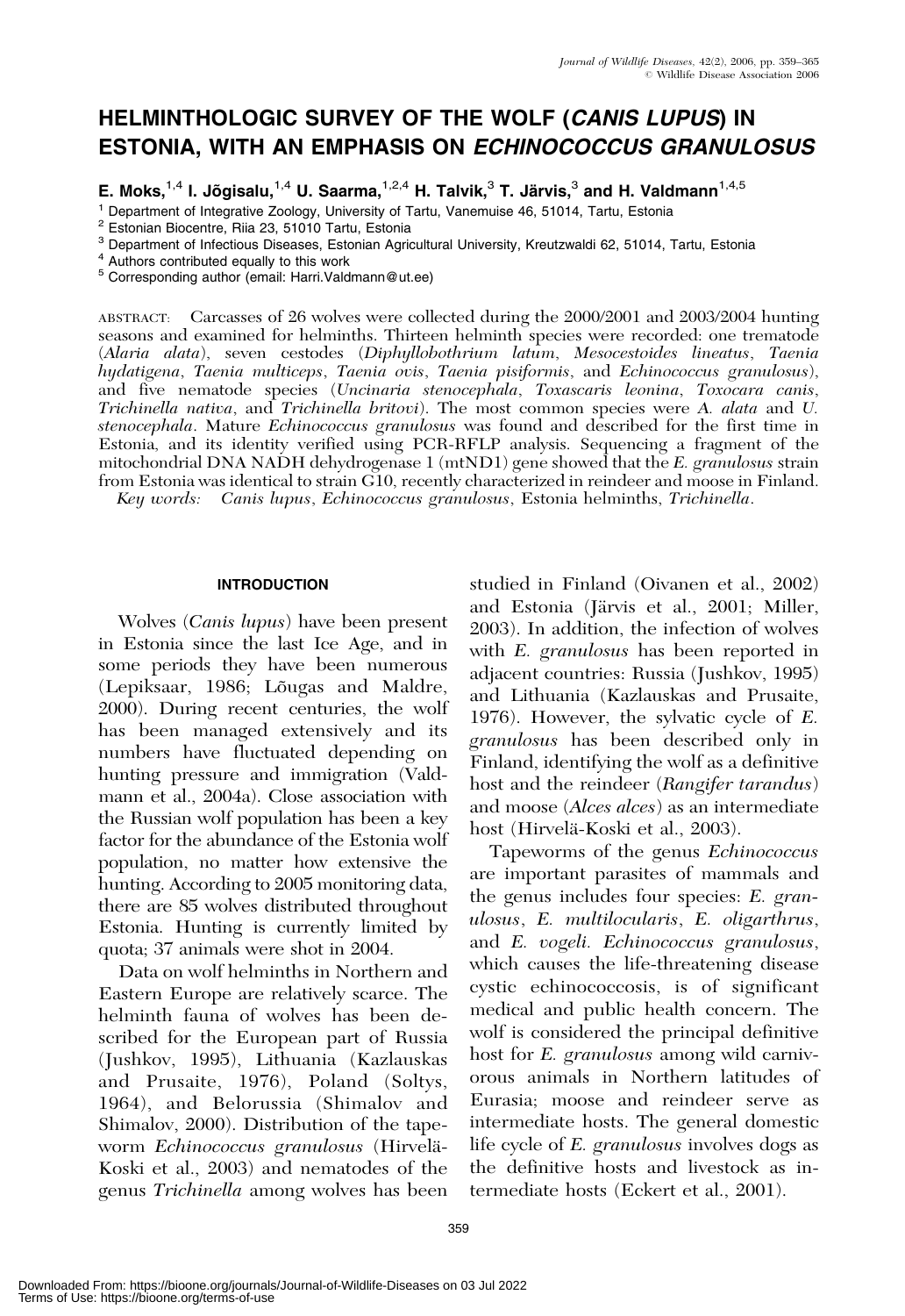# HELMINTHOLOGIC SURVEY OF THE WOLF (*CANIS LUPUS*) IN ESTONIA, WITH AN EMPHASIS ON *ECHINOCOCCUS GRANULOSUS*

**E. Moks,[1,4] I. Jõgisalu,[1,4] U. Saarma,[1,2,4] H. Talvik,[3] T. Järvis,[3] and H. Valdmann[1,4,5]**

[1] Department of Integrative Zoology, University of Tartu, Vanemuise 46, 51014, Tartu, Estonia
[2] Estonian Biocentre, Riia 23, 51010 Tartu, Estonia
[3] Department of Infectious Diseases, Estonian Agricultural University, Kreutzwaldi 62, 51014, Tartu, Estonia
[4] Authors contributed equally to this work
[5] Corresponding author (email: Harri.Valdmann@ut.ee)

ABSTRACT: Carcasses of 26 wolves were collected during the 2000/2001 and 2003/2004 hunting seasons and examined for helminths. Thirteen helminth species were recorded: one trematode (*Alaria alata*), seven cestodes (*Diphyllobothrium latum*, *Mesocestoides lineatus*, *Taenia hydatigena*, *Taenia multiceps*, *Taenia ovis*, *Taenia pisiformis*, and *Echinococcus granulosus*), and five nematode species (*Uncinaria stenocephala*, *Toxascaris leonina*, *Toxocara canis*, *Trichinella nativa*, and *Trichinella britovi*). The most common species were *A. alata* and *U. stenocephala*. Mature *Echinococcus granulosus* was found and described for the first time in Estonia, and its identity verified using PCR-RFLP analysis. Sequencing a fragment of the mitochondrial DNA NADH dehydrogenase 1 (mtND1) gene showed that the *E. granulosus* strain from Estonia was identical to strain G10, recently characterized in reindeer and moose in Finland.

*Key words:* *Canis lupus*, *Echinococcus granulosus*, Estonia helminths, *Trichinella*.

## INTRODUCTION

Wolves (*Canis lupus*) have been present in Estonia since the last Ice Age, and in some periods they have been numerous (Lepiksaar, 1986; Lõugas and Maldre, 2000). During recent centuries, the wolf has been managed extensively and its numbers have fluctuated depending on hunting pressure and immigration (Valdmann et al., 2004a). Close association with the Russian wolf population has been a key factor for the abundance of the Estonia wolf population, no matter how extensive the hunting. According to 2005 monitoring data, there are 85 wolves distributed throughout Estonia. Hunting is currently limited by quota; 37 animals were shot in 2004.

Data on wolf helminths in Northern and Eastern Europe are relatively scarce. The helminth fauna of wolves has been described for the European part of Russia (Jushkov, 1995), Lithuania (Kazlauskas and Prusaite, 1976), Poland (Soltys, 1964), and Belorussia (Shimalov and Shimalov, 2000). Distribution of the tapeworm *Echinococcus granulosus* (Hirvelä-Koski et al., 2003) and nematodes of the genus *Trichinella* among wolves has been studied in Finland (Oivanen et al., 2002) and Estonia (Järvis et al., 2001; Miller, 2003). In addition, the infection of wolves with *E. granulosus* has been reported in adjacent countries: Russia (Jushkov, 1995) and Lithuania (Kazlauskas and Prusaite, 1976). However, the sylvatic cycle of *E. granulosus* has been described only in Finland, identifying the wolf as a definitive host and the reindeer (*Rangifer tarandus*) and moose (*Alces alces*) as an intermediate host (Hirvelä-Koski et al., 2003).

Tapeworms of the genus *Echinococcus* are important parasites of mammals and the genus includes four species: *E. granulosus*, *E. multilocularis*, *E. oligarthrus*, and *E. vogeli*. *Echinococcus granulosus*, which causes the life-threatening disease cystic echinococcosis, is of significant medical and public health concern. The wolf is considered the principal definitive host for *E. granulosus* among wild carnivorous animals in Northern latitudes of Eurasia; moose and reindeer serve as intermediate hosts. The general domestic life cycle of *E. granulosus* involves dogs as the definitive hosts and livestock as intermediate hosts (Eckert et al., 2001).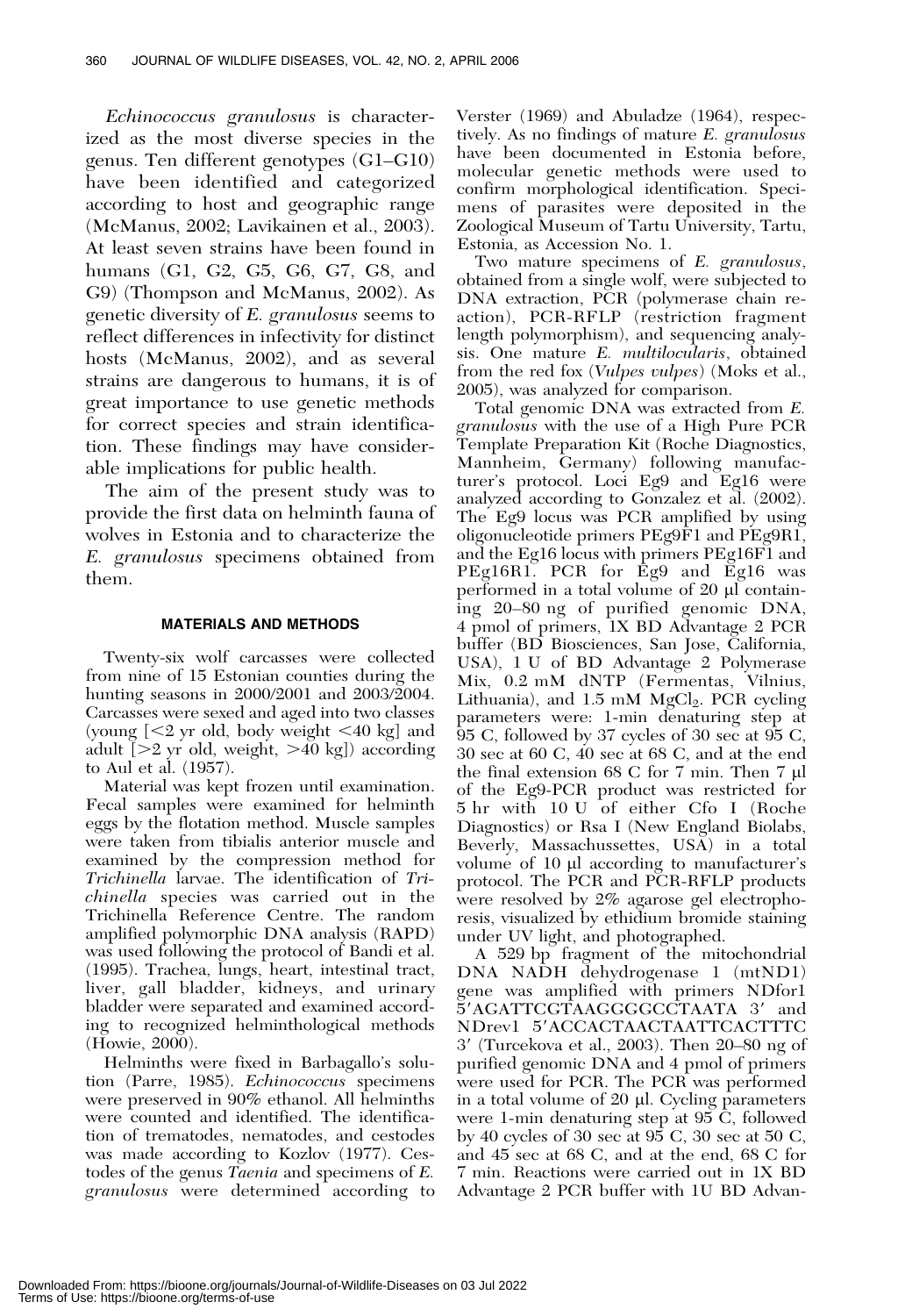*Echinococcus granulosus* is characterized as the most diverse species in the genus. Ten different genotypes (G1–G10) have been identified and categorized according to host and geographic range (McManus, 2002; Lavikainen et al., 2003). At least seven strains have been found in humans (G1, G2, G5, G6, G7, G8, and G9) (Thompson and McManus, 2002). As genetic diversity of *E. granulosus* seems to reflect differences in infectivity for distinct hosts (McManus, 2002), and as several strains are dangerous to humans, it is of great importance to use genetic methods for correct species and strain identification. These findings may have considerable implications for public health.

The aim of the present study was to provide the first data on helminth fauna of wolves in Estonia and to characterize the *E. granulosus* specimens obtained from them.

## MATERIALS AND METHODS

Twenty-six wolf carcasses were collected from nine of 15 Estonian counties during the hunting seasons in 2000/2001 and 2003/2004. Carcasses were sexed and aged into two classes (young [<2 yr old, body weight <40 kg] and adult [>2 yr old, weight, >40 kg]) according to Aul et al. (1957).

Material was kept frozen until examination. Fecal samples were examined for helminth eggs by the flotation method. Muscle samples were taken from tibialis anterior muscle and examined by the compression method for *Trichinella* larvae. The identification of *Trichinella* species was carried out in the Trichinella Reference Centre. The random amplified polymorphic DNA analysis (RAPD) was used following the protocol of Bandi et al. (1995). Trachea, lungs, heart, intestinal tract, liver, gall bladder, kidneys, and urinary bladder were separated and examined according to recognized helminthological methods (Howie, 2000).

Helminths were fixed in Barbagallo's solution (Parre, 1985). *Echinococcus* specimens were preserved in 90% ethanol. All helminths were counted and identified. The identification of trematodes, nematodes, and cestodes was made according to Kozlov (1977). Cestodes of the genus *Taenia* and specimens of *E. granulosus* were determined according to Verster (1969) and Abuladze (1964), respectively. As no findings of mature *E. granulosus* have been documented in Estonia before, molecular genetic methods were used to confirm morphological identification. Specimens of parasites were deposited in the Zoological Museum of Tartu University, Tartu, Estonia, as Accession No. 1.

Two mature specimens of *E. granulosus*, obtained from a single wolf, were subjected to DNA extraction, PCR (polymerase chain reaction), PCR-RFLP (restriction fragment length polymorphism), and sequencing analysis. One mature *E. multilocularis*, obtained from the red fox (*Vulpes vulpes*) (Moks et al., 2005), was analyzed for comparison.

Total genomic DNA was extracted from *E. granulosus* with the use of a High Pure PCR Template Preparation Kit (Roche Diagnostics, Mannheim, Germany) following manufacturer's protocol. Loci Eg9 and Eg16 were analyzed according to Gonzalez et al. (2002). The Eg9 locus was PCR amplified by using oligonucleotide primers PEg9F1 and PEg9R1, and the Eg16 locus with primers PEg16F1 and PEg16R1. PCR for Eg9 and Eg16 was performed in a total volume of 20 μl containing 20–80 ng of purified genomic DNA, 4 pmol of primers, 1X BD Advantage 2 PCR buffer (BD Biosciences, San Jose, California, USA), 1 U of BD Advantage 2 Polymerase Mix, 0.2 mM dNTP (Fermentas, Vilnius, Lithuania), and 1.5 mM $MgCl_2$. PCR cycling parameters were: 1-min denaturing step at 95 C, followed by 37 cycles of 30 sec at 95 C, 30 sec at 60 C, 40 sec at 68 C, and at the end the final extension 68 C for 7 min. Then 7 μl of the Eg9-PCR product was restricted for 5 hr with 10 U of either Cfo I (Roche Diagnostics) or Rsa I (New England Biolabs, Beverly, Massachussettes, USA) in a total volume of 10 μl according to manufacturer's protocol. The PCR and PCR-RFLP products were resolved by 2% agarose gel electrophoresis, visualized by ethidium bromide staining under UV light, and photographed.

A 529 bp fragment of the mitochondrial DNA NADH dehydrogenase 1 (mtND1) gene was amplified with primers NDfor1 5′AGATTCGTAAGGGGCCTAATA 3′ and NDrev1 5′ACCACTAACTAATTCACTTTC 3′ (Turcekova et al., 2003). Then 20–80 ng of purified genomic DNA and 4 pmol of primers were used for PCR. The PCR was performed in a total volume of 20 μl. Cycling parameters were 1-min denaturing step at 95 C, followed by 40 cycles of 30 sec at 95 C, 30 sec at 50 C, and 45 sec at 68 C, and at the end, 68 C for 7 min. Reactions were carried out in 1X BD Advantage 2 PCR buffer with 1U BD Advan-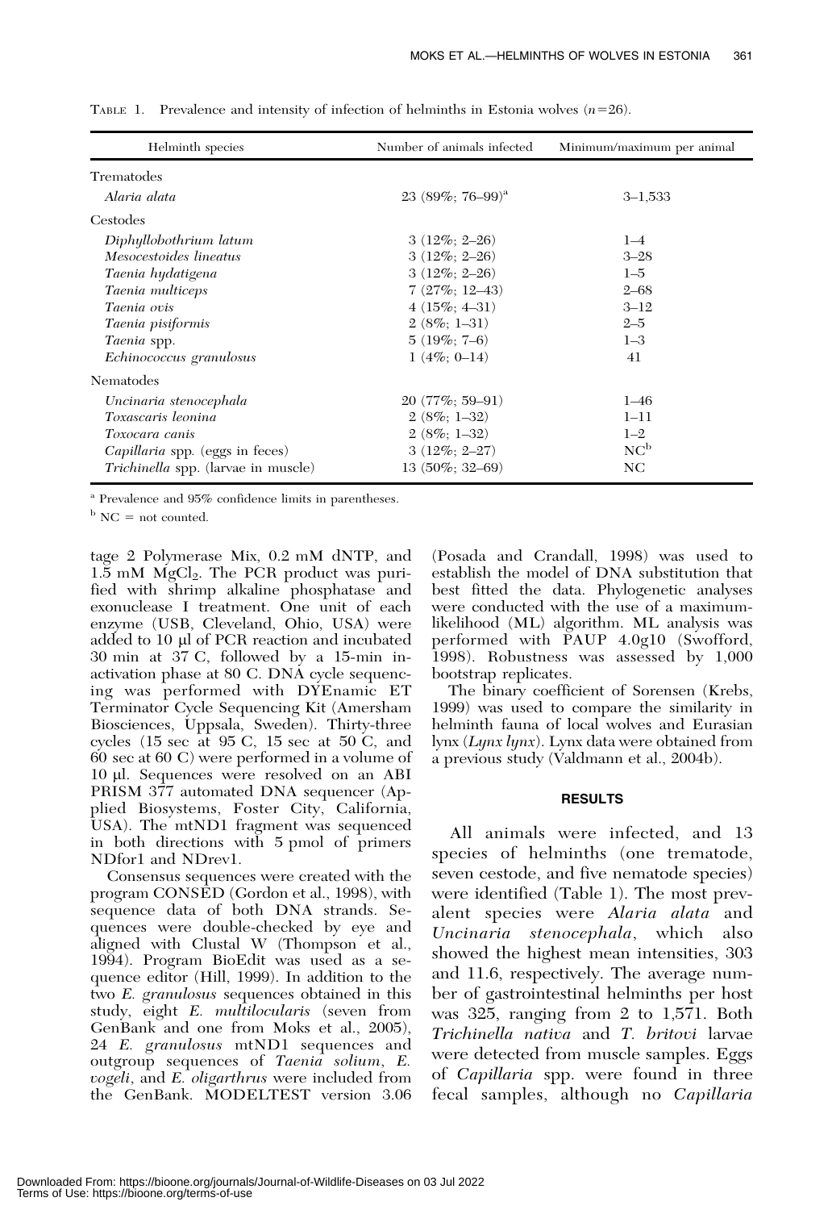TABLE 1. Prevalence and intensity of infection of helminths in Estonia wolves ($n$=26).

| Helminth species | Number of animals infected | Minimum/maximum per animal |
|---|---|---|
| Trematodes | | |
| *Alaria alata* | 23 (89%; 76–99)[a] | 3–1,533 |
| Cestodes | | |
| *Diphyllobothrium latum* | 3 (12%; 2–26) | 1–4 |
| *Mesocestoides lineatus* | 3 (12%; 2–26) | 3–28 |
| *Taenia hydatigena* | 3 (12%; 2–26) | 1–5 |
| *Taenia multiceps* | 7 (27%; 12–43) | 2–68 |
| *Taenia ovis* | 4 (15%; 4–31) | 3–12 |
| *Taenia pisiformis* | 2 (8%; 1–31) | 2–5 |
| *Taenia* spp. | 5 (19%; 7–6) | 1–3 |
| *Echinococcus granulosus* | 1 (4%; 0–14) | 41 |
| Nematodes | | |
| *Uncinaria stenocephala* | 20 (77%; 59–91) | 1–46 |
| *Toxascaris leonina* | 2 (8%; 1–32) | 1–11 |
| *Toxocara canis* | 2 (8%; 1–32) | 1–2 |
| *Capillaria* spp. (eggs in feces) | 3 (12%; 2–27) | NC[b] |
| *Trichinella* spp. (larvae in muscle) | 13 (50%; 32–69) | NC |

[a] Prevalence and 95% confidence limits in parentheses.

[b] NC = not counted.

tage 2 Polymerase Mix, 0.2 mM dNTP, and 1.5 mM $MgCl_2$. The PCR product was purified with shrimp alkaline phosphatase and exonuclease I treatment. One unit of each enzyme (USB, Cleveland, Ohio, USA) were added to 10 µl of PCR reaction and incubated 30 min at 37 C, followed by a 15-min inactivation phase at 80 C. DNA cycle sequencing was performed with DYEnamic ET Terminator Cycle Sequencing Kit (Amersham Biosciences, Uppsala, Sweden). Thirty-three cycles (15 sec at 95 C, 15 sec at 50 C, and 60 sec at 60 C) were performed in a volume of 10 µl. Sequences were resolved on an ABI PRISM 377 automated DNA sequencer (Applied Biosystems, Foster City, California, USA). The mtND1 fragment was sequenced in both directions with 5 pmol of primers NDfor1 and NDrev1.

Consensus sequences were created with the program CONSED (Gordon et al., 1998), with sequence data of both DNA strands. Sequences were double-checked by eye and aligned with Clustal W (Thompson et al., 1994). Program BioEdit was used as a sequence editor (Hill, 1999). In addition to the two *E. granulosus* sequences obtained in this study, eight *E. multilocularis* (seven from GenBank and one from Moks et al., 2005), 24 *E. granulosus* mtND1 sequences and outgroup sequences of *Taenia solium*, *E. vogeli*, and *E. oligarthrus* were included from the GenBank. MODELTEST version 3.06 (Posada and Crandall, 1998) was used to establish the model of DNA substitution that best fitted the data. Phylogenetic analyses were conducted with the use of a maximum-likelihood (ML) algorithm. ML analysis was performed with PAUP 4.0g10 (Swofford, 1998). Robustness was assessed by 1,000 bootstrap replicates.

The binary coefficient of Sorensen (Krebs, 1999) was used to compare the similarity in helminth fauna of local wolves and Eurasian lynx (*Lynx lynx*). Lynx data were obtained from a previous study (Valdmann et al., 2004b).

## RESULTS

All animals were infected, and 13 species of helminths (one trematode, seven cestode, and five nematode species) were identified (Table 1). The most prevalent species were *Alaria alata* and *Uncinaria stenocephala*, which also showed the highest mean intensities, 303 and 11.6, respectively. The average number of gastrointestinal helminths per host was 325, ranging from 2 to 1,571. Both *Trichinella nativa* and *T. britovi* larvae were detected from muscle samples. Eggs of *Capillaria* spp. were found in three fecal samples, although no *Capillaria*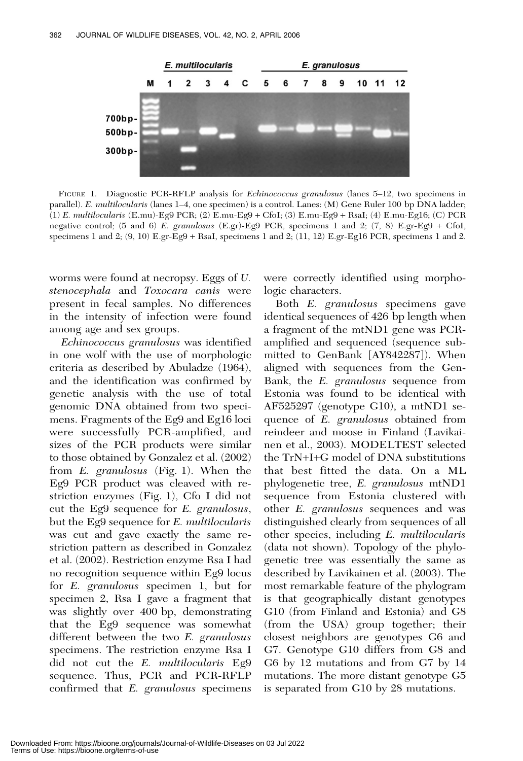FIGURE 1. Diagnostic PCR-RFLP analysis for *Echinococcus granulosus* (lanes 5–12, two specimens in parallel). *E. multilocularis* (lanes 1–4, one specimen) is a control. Lanes: (M) Gene Ruler 100 bp DNA ladder; (1) *E. multilocularis* (E.mu)-Eg9 PCR; (2) E.mu-Eg9 + CfoI; (3) E.mu-Eg9 + RsaI; (4) E.mu-Eg16; (C) PCR negative control; (5 and 6) *E. granulosus* (E.gr)-Eg9 PCR, specimens 1 and 2; (7, 8) E.gr-Eg9 + CfoI, specimens 1 and 2; (9, 10) E.gr-Eg9 + RsaI, specimens 1 and 2; (11, 12) E.gr-Eg16 PCR, specimens 1 and 2.

worms were found at necropsy. Eggs of *U. stenocephala* and *Toxocara canis* were present in fecal samples. No differences in the intensity of infection were found among age and sex groups.

*Echinococcus granulosus* was identified in one wolf with the use of morphologic criteria as described by Abuladze (1964), and the identification was confirmed by genetic analysis with the use of total genomic DNA obtained from two specimens. Fragments of the Eg9 and Eg16 loci were successfully PCR-amplified, and sizes of the PCR products were similar to those obtained by Gonzalez et al. (2002) from *E. granulosus* (Fig. 1). When the Eg9 PCR product was cleaved with restriction enzymes (Fig. 1), Cfo I did not cut the Eg9 sequence for *E. granulosus*, but the Eg9 sequence for *E. multilocularis* was cut and gave exactly the same restriction pattern as described in Gonzalez et al. (2002). Restriction enzyme Rsa I had no recognition sequence within Eg9 locus for *E. granulosus* specimen 1, but for specimen 2, Rsa I gave a fragment that was slightly over 400 bp, demonstrating that the Eg9 sequence was somewhat different between the two *E. granulosus* specimens. The restriction enzyme Rsa I did not cut the *E. multilocularis* Eg9 sequence. Thus, PCR and PCR-RFLP confirmed that *E. granulosus* specimens were correctly identified using morphologic characters.

Both *E. granulosus* specimens gave identical sequences of 426 bp length when a fragment of the mtND1 gene was PCR-amplified and sequenced (sequence submitted to GenBank [AY842287]). When aligned with sequences from the GenBank, the *E. granulosus* sequence from Estonia was found to be identical with AF525297 (genotype G10), a mtND1 sequence of *E. granulosus* obtained from reindeer and moose in Finland (Lavikainen et al., 2003). MODELTEST selected the TrN+I+G model of DNA substitutions that best fitted the data. On a ML phylogenetic tree, *E. granulosus* mtND1 sequence from Estonia clustered with other *E. granulosus* sequences and was distinguished clearly from sequences of all other species, including *E. multilocularis* (data not shown). Topology of the phylogenetic tree was essentially the same as described by Lavikainen et al. (2003). The most remarkable feature of the phylogram is that geographically distant genotypes G10 (from Finland and Estonia) and G8 (from the USA) group together; their closest neighbors are genotypes G6 and G7. Genotype G10 differs from G8 and G6 by 12 mutations and from G7 by 14 mutations. The more distant genotype G5 is separated from G10 by 28 mutations.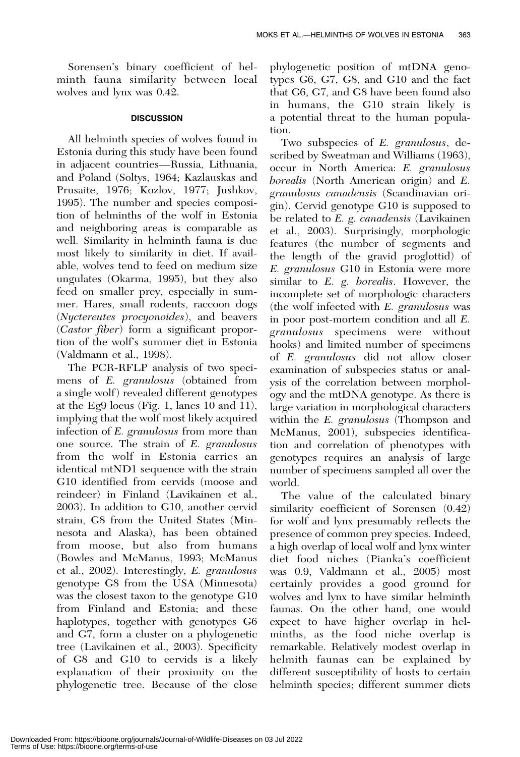Sorensen's binary coefficient of helminth fauna similarity between local wolves and lynx was 0.42.

## DISCUSSION

All helminth species of wolves found in Estonia during this study have been found in adjacent countries—Russia, Lithuania, and Poland (Soltys, 1964; Kazlauskas and Prusaite, 1976; Kozlov, 1977; Jushkov, 1995). The number and species composition of helminths of the wolf in Estonia and neighboring areas is comparable as well. Similarity in helminth fauna is due most likely to similarity in diet. If available, wolves tend to feed on medium size ungulates (Okarma, 1995), but they also feed on smaller prey, especially in summer. Hares, small rodents, raccoon dogs (*Nyctereutes procyonoides*), and beavers (*Castor fiber*) form a significant proportion of the wolf's summer diet in Estonia (Valdmann et al., 1998).

The PCR-RFLP analysis of two specimens of *E. granulosus* (obtained from a single wolf) revealed different genotypes at the Eg9 locus (Fig. 1, lanes 10 and 11), implying that the wolf most likely acquired infection of *E. granulosus* from more than one source. The strain of *E. granulosus* from the wolf in Estonia carries an identical mtND1 sequence with the strain G10 identified from cervids (moose and reindeer) in Finland (Lavikainen et al., 2003). In addition to G10, another cervid strain, G8 from the United States (Minnesota and Alaska), has been obtained from moose, but also from humans (Bowles and McManus, 1993; McManus et al., 2002). Interestingly, *E. granulosus* genotype G8 from the USA (Minnesota) was the closest taxon to the genotype G10 from Finland and Estonia; and these haplotypes, together with genotypes G6 and G7, form a cluster on a phylogenetic tree (Lavikainen et al., 2003). Specificity of G8 and G10 to cervids is a likely explanation of their proximity on the phylogenetic tree. Because of the close phylogenetic position of mtDNA genotypes G6, G7, G8, and G10 and the fact that G6, G7, and G8 have been found also in humans, the G10 strain likely is a potential threat to the human population.

Two subspecies of *E. granulosus*, described by Sweatman and Williams (1963), occur in North America: *E. granulosus borealis* (North American origin) and *E. granulosus canadensis* (Scandinavian origin). Cervid genotype G10 is supposed to be related to *E. g. canadensis* (Lavikainen et al., 2003). Surprisingly, morphologic features (the number of segments and the length of the gravid proglottid) of *E. granulosus* G10 in Estonia were more similar to *E. g. borealis*. However, the incomplete set of morphologic characters (the wolf infected with *E. granulosus* was in poor post-mortem condition and all *E. granulosus* specimens were without hooks) and limited number of specimens of *E. granulosus* did not allow closer examination of subspecies status or analysis of the correlation between morphology and the mtDNA genotype. As there is large variation in morphological characters within the *E. granulosus* (Thompson and McManus, 2001), subspecies identification and correlation of phenotypes with genotypes requires an analysis of large number of specimens sampled all over the world.

The value of the calculated binary similarity coefficient of Sorensen (0.42) for wolf and lynx presumably reflects the presence of common prey species. Indeed, a high overlap of local wolf and lynx winter diet food niches (Pianka's coefficient was 0.9, Valdmann et al., 2005) most certainly provides a good ground for wolves and lynx to have similar helminth faunas. On the other hand, one would expect to have higher overlap in helminths, as the food niche overlap is remarkable. Relatively modest overlap in helmith faunas can be explained by different susceptibility of hosts to certain helminth species; different summer diets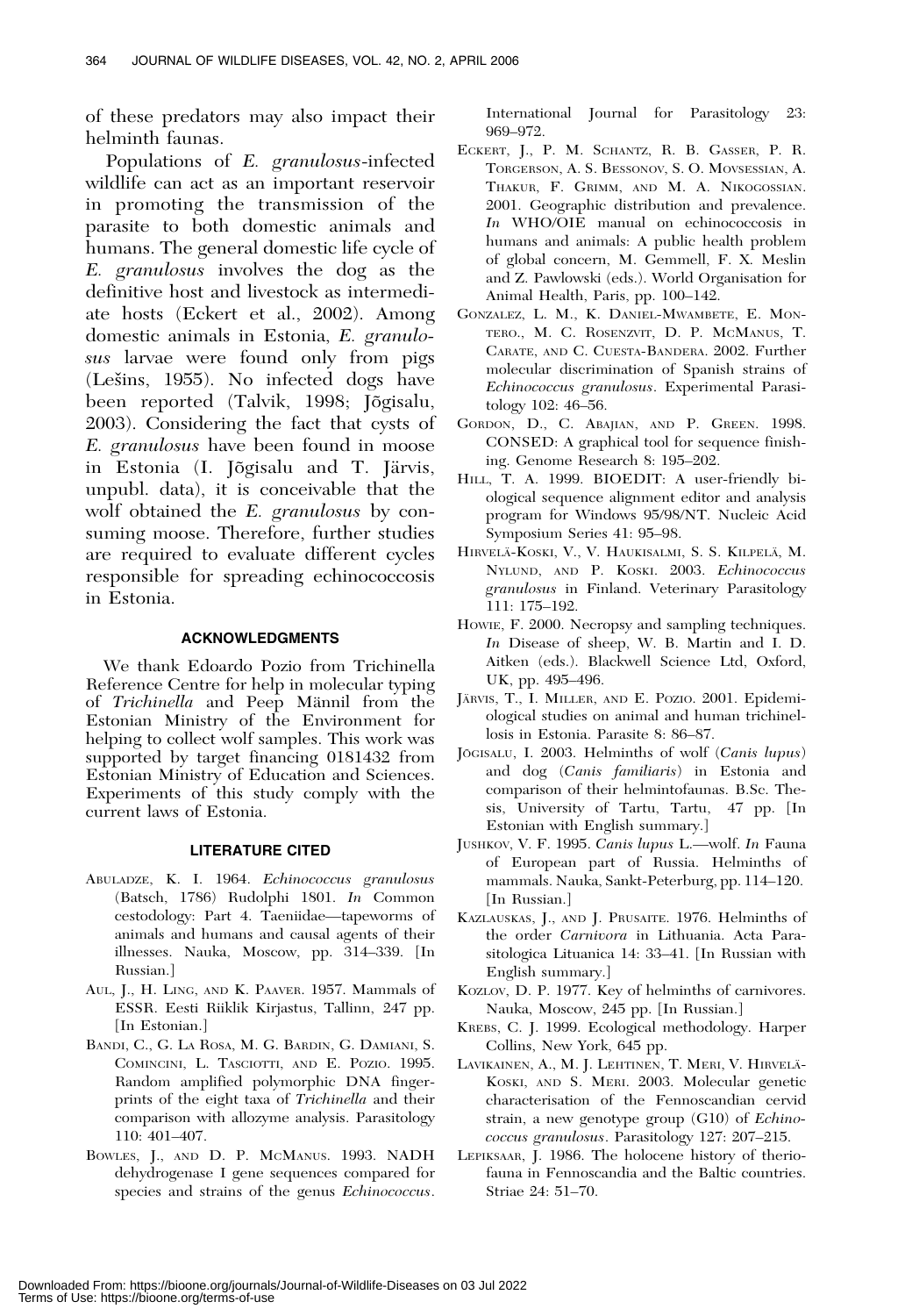of these predators may also impact their helminth faunas.

Populations of *E. granulosus*-infected wildlife can act as an important reservoir in promoting the transmission of the parasite to both domestic animals and humans. The general domestic life cycle of *E. granulosus* involves the dog as the definitive host and livestock as intermediate hosts (Eckert et al., 2002). Among domestic animals in Estonia, *E. granulosus* larvae were found only from pigs (Lešins, 1955). No infected dogs have been reported (Talvik, 1998; Jõgisalu, 2003). Considering the fact that cysts of *E. granulosus* have been found in moose in Estonia (I. Jõgisalu and T. Järvis, unpubl. data), it is conceivable that the wolf obtained the *E. granulosus* by consuming moose. Therefore, further studies are required to evaluate different cycles responsible for spreading echinococcosis in Estonia.

## ACKNOWLEDGMENTS

We thank Edoardo Pozio from Trichinella Reference Centre for help in molecular typing of *Trichinella* and Peep Männil from the Estonian Ministry of the Environment for helping to collect wolf samples. This work was supported by target financing 0181432 from Estonian Ministry of Education and Sciences. Experiments of this study comply with the current laws of Estonia.

## LITERATURE CITED

ABULADZE, K. I. 1964. *Echinococcus granulosus* (Batsch, 1786) Rudolphi 1801. *In* Common cestodology: Part 4. Taeniidae—tapeworms of animals and humans and causal agents of their illnesses. Nauka, Moscow, pp. 314–339. [In Russian.]

AUL, J., H. LING, AND K. PAAVER. 1957. Mammals of ESSR. Eesti Riiklik Kirjastus, Tallinn, 247 pp. [In Estonian.]

BANDI, C., G. LA ROSA, M. G. BARDIN, G. DAMIANI, S. COMINCINI, L. TASCIOTTI, AND E. POZIO. 1995. Random amplified polymorphic DNA fingerprints of the eight taxa of *Trichinella* and their comparison with allozyme analysis. Parasitology 110: 401–407.

BOWLES, J., AND D. P. MCMANUS. 1993. NADH dehydrogenase I gene sequences compared for species and strains of the genus *Echinococcus*. International Journal for Parasitology 23: 969–972.

ECKERT, J., P. M. SCHANTZ, R. B. GASSER, P. R. TORGERSON, A. S. BESSONOV, S. O. MOVSESSIAN, A. THAKUR, F. GRIMM, AND M. A. NIKOGOSSIAN. 2001. Geographic distribution and prevalence. *In* WHO/OIE manual on echinococcosis in humans and animals: A public health problem of global concern, M. Gemmell, F. X. Meslin and Z. Pawlowski (eds.). World Organisation for Animal Health, Paris, pp. 100–142.

GONZALEZ, L. M., K. DANIEL-MWAMBETE, E. MONTERO., M. C. ROSENZVIT, D. P. MCMANUS, T. CARATE, AND C. CUESTA-BANDERA. 2002. Further molecular discrimination of Spanish strains of *Echinococcus granulosus*. Experimental Parasitology 102: 46–56.

GORDON, D., C. ABAJIAN, AND P. GREEN. 1998. CONSED: A graphical tool for sequence finishing. Genome Research 8: 195–202.

HILL, T. A. 1999. BIOEDIT: A user-friendly biological sequence alignment editor and analysis program for Windows 95/98/NT. Nucleic Acid Symposium Series 41: 95–98.

HIRVELÄ-KOSKI, V., V. HAUKISALMI, S. S. KILPELÄ, M. NYLUND, AND P. KOSKI. 2003. *Echinococcus granulosus* in Finland. Veterinary Parasitology 111: 175–192.

HOWIE, F. 2000. Necropsy and sampling techniques. *In* Disease of sheep, W. B. Martin and I. D. Aitken (eds.). Blackwell Science Ltd, Oxford, UK, pp. 495–496.

JÄRVIS, T., I. MILLER, AND E. POZIO. 2001. Epidemiological studies on animal and human trichinellosis in Estonia. Parasite 8: 86–87.

JÕGISALU, I. 2003. Helminths of wolf (*Canis lupus*) and dog (*Canis familiaris*) in Estonia and comparison of their helmintofaunas. B.Sc. Thesis, University of Tartu, Tartu, 47 pp. [In Estonian with English summary.]

JUSHKOV, V. F. 1995. *Canis lupus* L.—wolf. *In* Fauna of European part of Russia. Helminths of mammals. Nauka, Sankt-Peterburg, pp. 114–120. [In Russian.]

KAZLAUSKAS, J., AND J. PRUSAITE. 1976. Helminths of the order *Carnivora* in Lithuania. Acta Parasitologica Lituanica 14: 33–41. [In Russian with English summary.]

KOZLOV, D. P. 1977. Key of helminths of carnivores. Nauka, Moscow, 245 pp. [In Russian.]

KREBS, C. J. 1999. Ecological methodology. Harper Collins, New York, 645 pp.

LAVIKAINEN, A., M. J. LEHTINEN, T. MERI, V. HIRVELÄ-KOSKI, AND S. MERI. 2003. Molecular genetic characterisation of the Fennoscandian cervid strain, a new genotype group (G10) of *Echinococcus granulosus*. Parasitology 127: 207–215.

LEPIKSAAR, J. 1986. The holocene history of theriofauna in Fennoscandia and the Baltic countries. Striae 24: 51–70.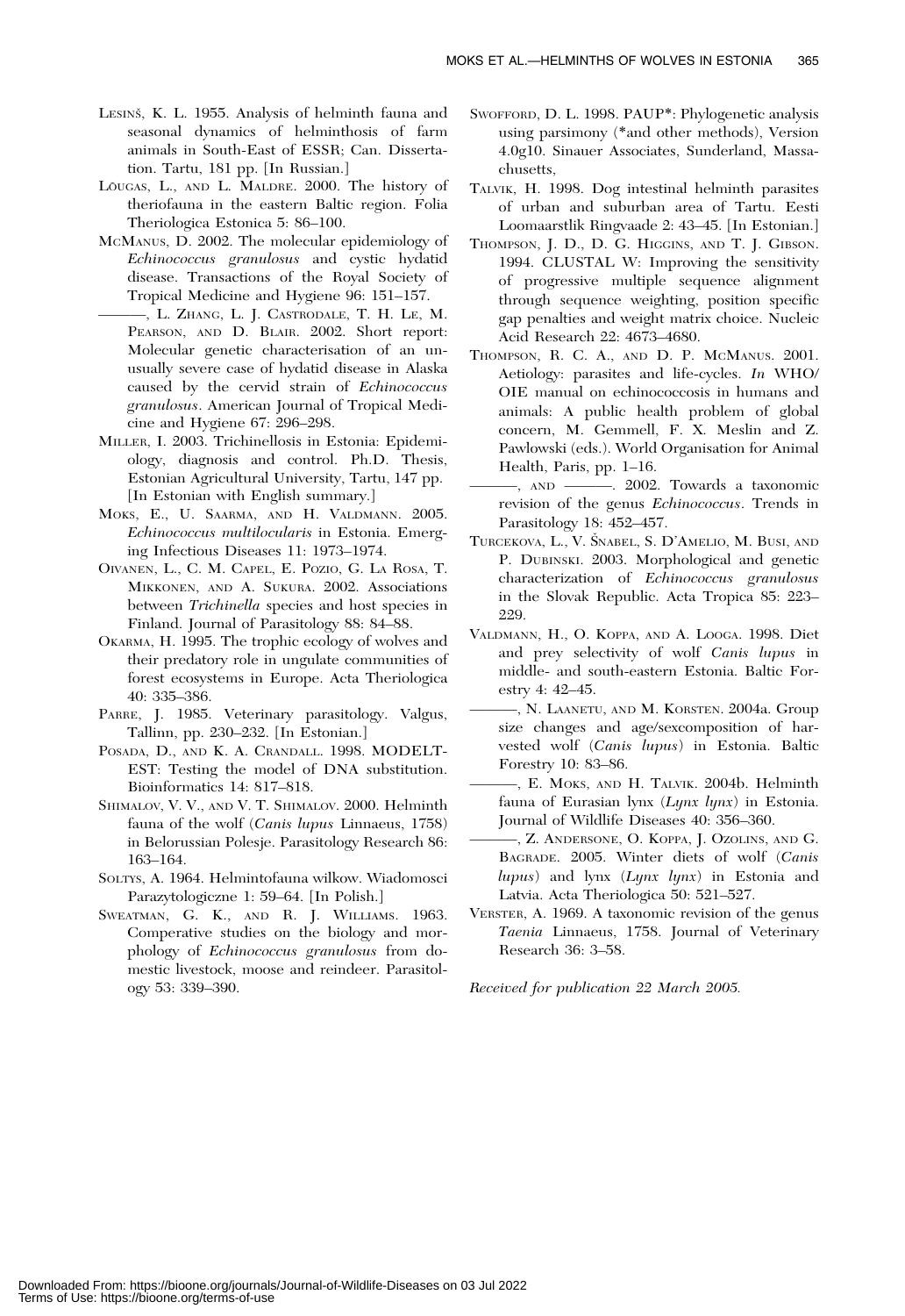LESINŠ, K. L. 1955. Analysis of helminth fauna and seasonal dynamics of helminthosis of farm animals in South-East of ESSR; Can. Dissertation. Tartu, 181 pp. [In Russian.]

LÕUGAS, L., AND L. MALDRE. 2000. The history of theriofauna in the eastern Baltic region. Folia Theriologica Estonica 5: 86–100.

MCMANUS, D. 2002. The molecular epidemiology of *Echinococcus granulosus* and cystic hydatid disease. Transactions of the Royal Society of Tropical Medicine and Hygiene 96: 151–157.

———, L. ZHANG, L. J. CASTRODALE, T. H. LE, M. PEARSON, AND D. BLAIR. 2002. Short report: Molecular genetic characterisation of an unusually severe case of hydatid disease in Alaska caused by the cervid strain of *Echinococcus granulosus*. American Journal of Tropical Medicine and Hygiene 67: 296–298.

MILLER, I. 2003. Trichinellosis in Estonia: Epidemiology, diagnosis and control. Ph.D. Thesis, Estonian Agricultural University, Tartu, 147 pp. [In Estonian with English summary.]

MOKS, E., U. SAARMA, AND H. VALDMANN. 2005. *Echinococcus multilocularis* in Estonia. Emerging Infectious Diseases 11: 1973–1974.

OIVANEN, L., C. M. CAPEL, E. POZIO, G. LA ROSA, T. MIKKONEN, AND A. SUKURA. 2002. Associations between *Trichinella* species and host species in Finland. Journal of Parasitology 88: 84–88.

OKARMA, H. 1995. The trophic ecology of wolves and their predatory role in ungulate communities of forest ecosystems in Europe. Acta Theriologica 40: 335–386.

PARRE, J. 1985. Veterinary parasitology. Valgus, Tallinn, pp. 230–232. [In Estonian.]

POSADA, D., AND K. A. CRANDALL. 1998. MODELTEST: Testing the model of DNA substitution. Bioinformatics 14: 817–818.

SHIMALOV, V. V., AND V. T. SHIMALOV. 2000. Helminth fauna of the wolf (*Canis lupus* Linnaeus, 1758) in Belorussian Polesje. Parasitology Research 86: 163–164.

SOLTYS, A. 1964. Helmintofauna wilkow. Wiadomosci Parazytologiczne 1: 59–64. [In Polish.]

SWEATMAN, G. K., AND R. J. WILLIAMS. 1963. Comperative studies on the biology and morphology of *Echinococcus granulosus* from domestic livestock, moose and reindeer. Parasitology 53: 339–390.

SWOFFORD, D. L. 1998. PAUP*: Phylogenetic analysis using parsimony (*and other methods), Version 4.0g10. Sinauer Associates, Sunderland, Massachusetts,

TALVIK, H. 1998. Dog intestinal helminth parasites of urban and suburban area of Tartu. Eesti Loomaarstlik Ringvaade 2: 43–45. [In Estonian.]

THOMPSON, J. D., D. G. HIGGINS, AND T. J. GIBSON. 1994. CLUSTAL W: Improving the sensitivity of progressive multiple sequence alignment through sequence weighting, position specific gap penalties and weight matrix choice. Nucleic Acid Research 22: 4673–4680.

THOMPSON, R. C. A., AND D. P. MCMANUS. 2001. Aetiology: parasites and life-cycles. *In* WHO/OIE manual on echinococcosis in humans and animals: A public health problem of global concern, M. Gemmell, F. X. Meslin and Z. Pawlowski (eds.). World Organisation for Animal Health, Paris, pp. 1–16.

———, AND ———. 2002. Towards a taxonomic revision of the genus *Echinococcus*. Trends in Parasitology 18: 452–457.

TURCEKOVA, L., V. ŠNABEL, S. D'AMELIO, M. BUSI, AND P. DUBINSKI. 2003. Morphological and genetic characterization of *Echinococcus granulosus* in the Slovak Republic. Acta Tropica 85: 223–229.

VALDMANN, H., O. KOPPA, AND A. LOOGA. 1998. Diet and prey selectivity of wolf *Canis lupus* in middle- and south-eastern Estonia. Baltic Forestry 4: 42–45.

———, N. LAANETU, AND M. KORSTEN. 2004a. Group size changes and age/sexcomposition of harvested wolf (*Canis lupus*) in Estonia. Baltic Forestry 10: 83–86.

———, E. MOKS, AND H. TALVIK. 2004b. Helminth fauna of Eurasian lynx (*Lynx lynx*) in Estonia. Journal of Wildlife Diseases 40: 356–360.

———, Z. ANDERSONE, O. KOPPA, J. OZOLINS, AND G. BAGRADE. 2005. Winter diets of wolf (*Canis lupus*) and lynx (*Lynx lynx*) in Estonia and Latvia. Acta Theriologica 50: 521–527.

VERSTER, A. 1969. A taxonomic revision of the genus *Taenia* Linnaeus, 1758. Journal of Veterinary Research 36: 3–58.

*Received for publication 22 March 2005.*